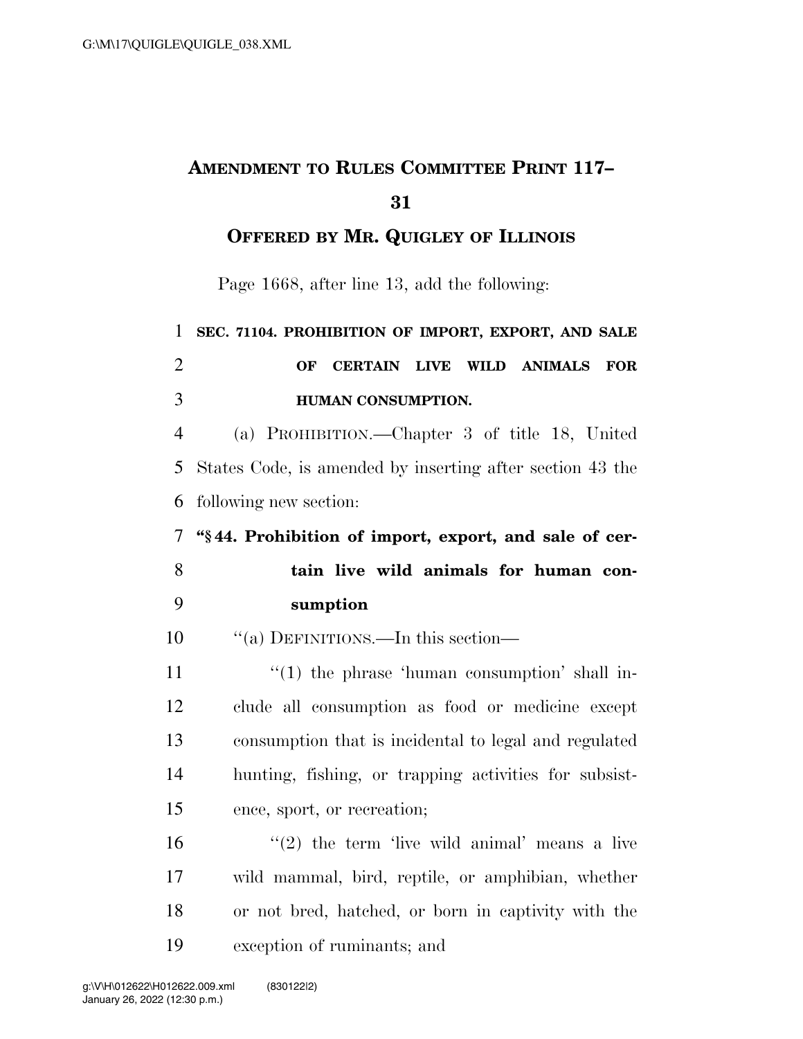# AMENDMENT TO RULES COMMITTEE PRINT 117–31

## OFFERED BY MR. QUIGLEY OF ILLINOIS

Page 1668, after line 13, add the following:

**SEC. 71104. PROHIBITION OF IMPORT, EXPORT, AND SALE OF CERTAIN LIVE WILD ANIMALS FOR HUMAN CONSUMPTION.**

(a) PROHIBITION.—Chapter 3 of title 18, United States Code, is amended by inserting after section 43 the following new section:

**"§ 44. Prohibition of import, export, and sale of certain live wild animals for human consumption**

"(a) DEFINITIONS.—In this section—

"(1) the phrase 'human consumption' shall include all consumption as food or medicine except consumption that is incidental to legal and regulated hunting, fishing, or trapping activities for subsistence, sport, or recreation;

"(2) the term 'live wild animal' means a live wild mammal, bird, reptile, or amphibian, whether or not bred, hatched, or born in captivity with the exception of ruminants; and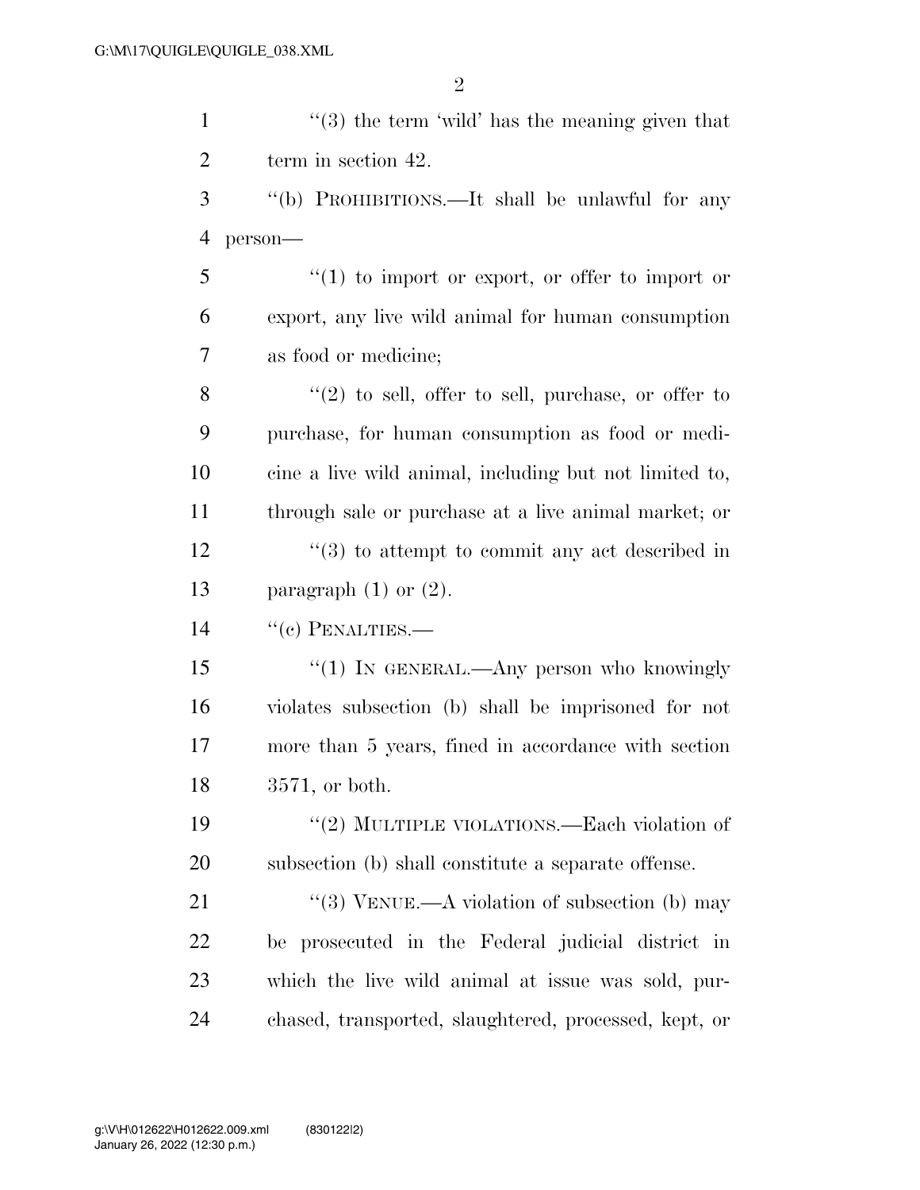''(3) the term 'wild' has the meaning given that term in section 42.

''(b) PROHIBITIONS.—It shall be unlawful for any person—

''(1) to import or export, or offer to import or export, any live wild animal for human consumption as food or medicine;

''(2) to sell, offer to sell, purchase, or offer to purchase, for human consumption as food or medicine a live wild animal, including but not limited to, through sale or purchase at a live animal market; or

''(3) to attempt to commit any act described in paragraph (1) or (2).

''(c) PENALTIES.—

''(1) IN GENERAL.—Any person who knowingly violates subsection (b) shall be imprisoned for not more than 5 years, fined in accordance with section 3571, or both.

''(2) MULTIPLE VIOLATIONS.—Each violation of subsection (b) shall constitute a separate offense.

''(3) VENUE.—A violation of subsection (b) may be prosecuted in the Federal judicial district in which the live wild animal at issue was sold, purchased, transported, slaughtered, processed, kept, or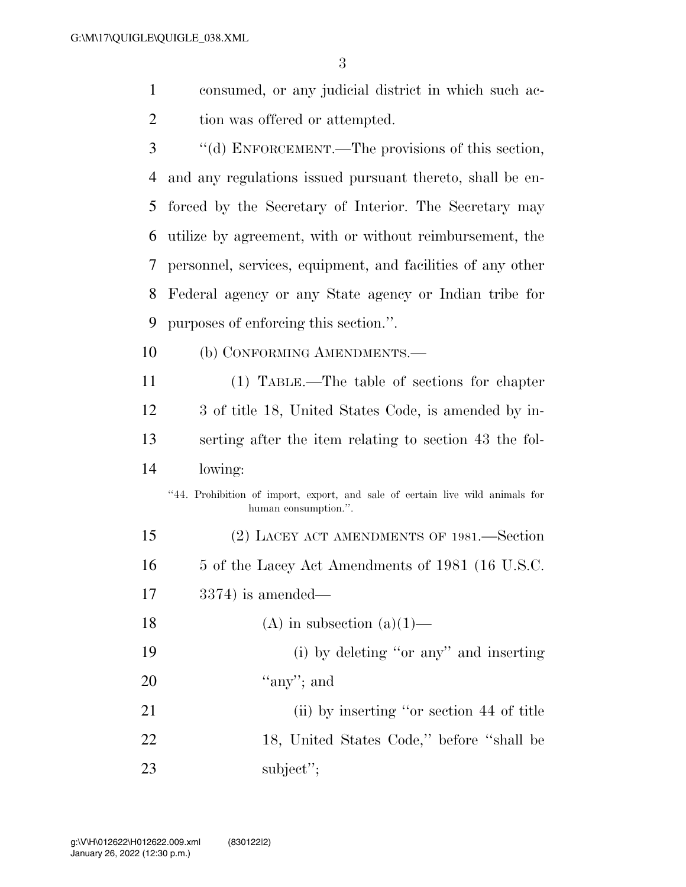consumed, or any judicial district in which such action was offered or attempted.

"(d) ENFORCEMENT.—The provisions of this section, and any regulations issued pursuant thereto, shall be enforced by the Secretary of Interior. The Secretary may utilize by agreement, with or without reimbursement, the personnel, services, equipment, and facilities of any other Federal agency or any State agency or Indian tribe for purposes of enforcing this section.".

(b) CONFORMING AMENDMENTS.—

(1) TABLE.—The table of sections for chapter 3 of title 18, United States Code, is amended by inserting after the item relating to section 43 the following:

"44. Prohibition of import, export, and sale of certain live wild animals for human consumption.".

(2) LACEY ACT AMENDMENTS OF 1981.—Section 5 of the Lacey Act Amendments of 1981 (16 U.S.C. 3374) is amended—

(A) in subsection (a)(1)—

(i) by deleting "or any" and inserting "any"; and

(ii) by inserting "or section 44 of title 18, United States Code," before "shall be subject";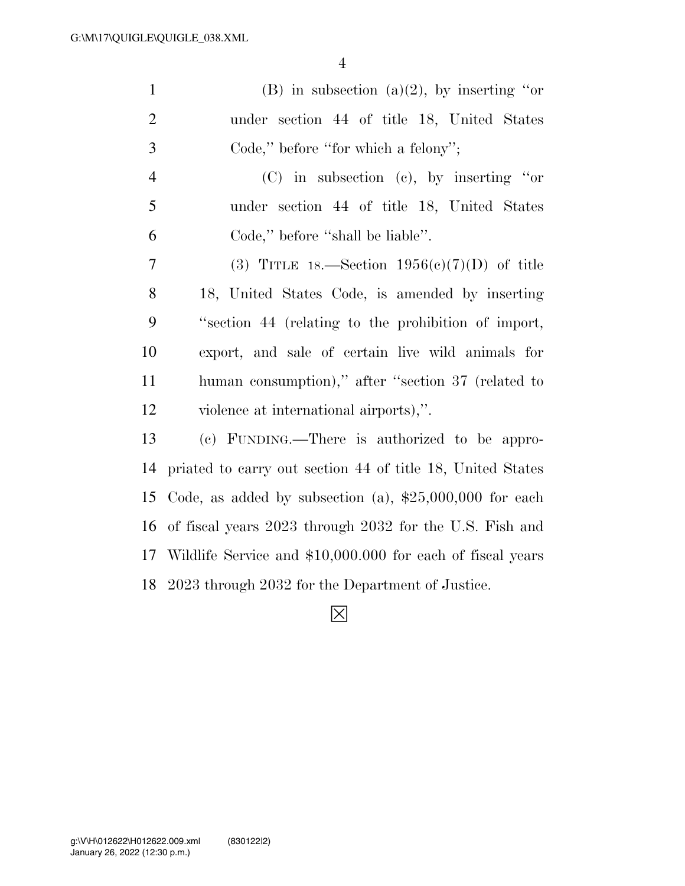(B) in subsection (a)(2), by inserting "or under section 44 of title 18, United States Code," before "for which a felony";

(C) in subsection (c), by inserting "or under section 44 of title 18, United States Code," before "shall be liable".

(3) TITLE 18.—Section 1956(c)(7)(D) of title 18, United States Code, is amended by inserting "section 44 (relating to the prohibition of import, export, and sale of certain live wild animals for human consumption)," after "section 37 (related to violence at international airports),".

(c) FUNDING.—There is authorized to be appropriated to carry out section 44 of title 18, United States Code, as added by subsection (a), $25,000,000 for each of fiscal years 2023 through 2032 for the U.S. Fish and Wildlife Service and $10,000.000 for each of fiscal years 2023 through 2032 for the Department of Justice.

☒